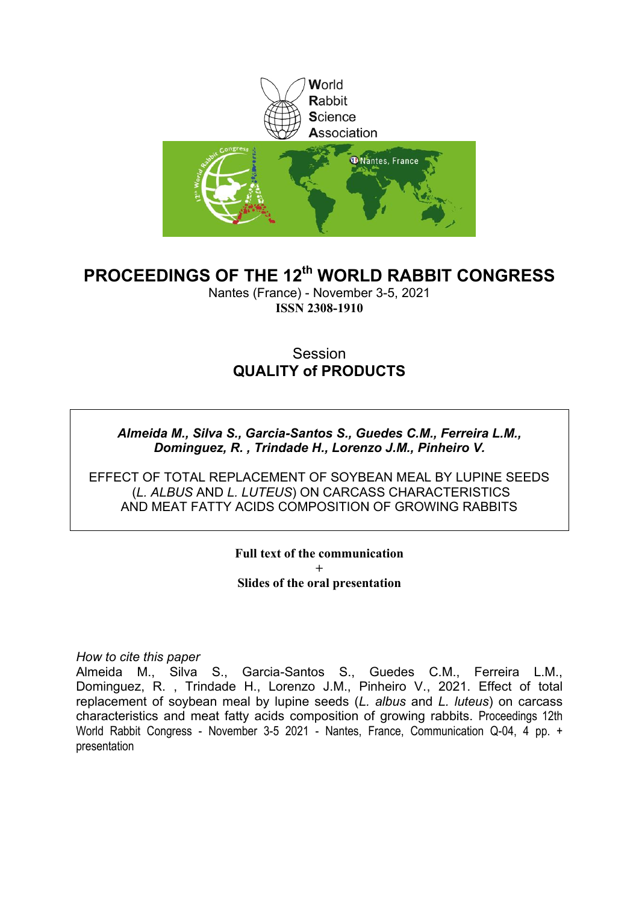World
Rabbit
Science
Association

# PROCEEDINGS OF THE 12th WORLD RABBIT CONGRESS

Nantes (France) - November 3-5, 2021

**ISSN 2308-1910**

Session

**QUALITY of PRODUCTS**

***Almeida M., Silva S., Garcia-Santos S., Guedes C.M., Ferreira L.M., Dominguez, R. , Trindade H., Lorenzo J.M., Pinheiro V.***

EFFECT OF TOTAL REPLACEMENT OF SOYBEAN MEAL BY LUPINE SEEDS (*L. ALBUS* AND *L. LUTEUS*) ON CARCASS CHARACTERISTICS AND MEAT FATTY ACIDS COMPOSITION OF GROWING RABBITS

**Full text of the communication**

**+**

**Slides of the oral presentation**

*How to cite this paper*

Almeida M., Silva S., Garcia-Santos S., Guedes C.M., Ferreira L.M., Dominguez, R. , Trindade H., Lorenzo J.M., Pinheiro V., 2021. Effect of total replacement of soybean meal by lupine seeds (*L. albus* and *L. luteus*) on carcass characteristics and meat fatty acids composition of growing rabbits. Proceedings 12th World Rabbit Congress - November 3-5 2021 - Nantes, France, Communication Q-04, 4 pp. + presentation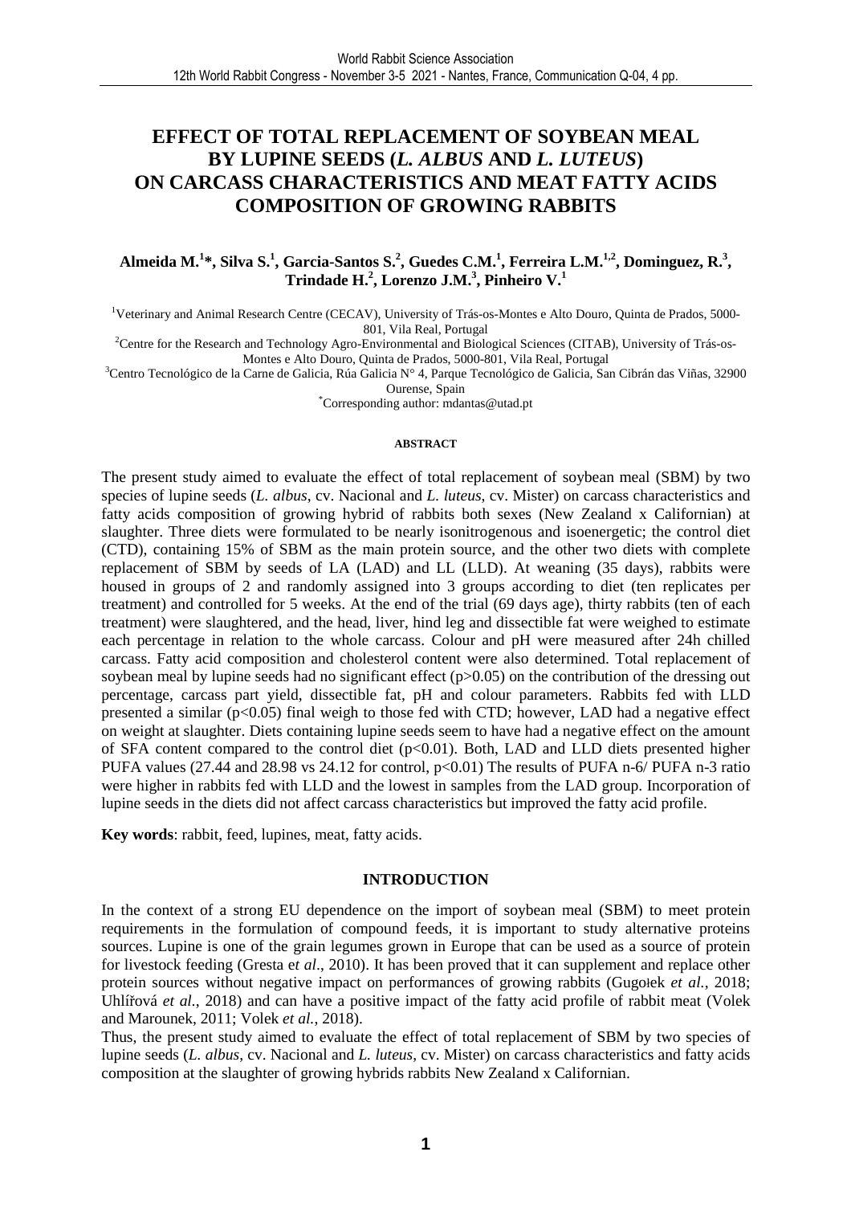# EFFECT OF TOTAL REPLACEMENT OF SOYBEAN MEAL BY LUPINE SEEDS (*L. ALBUS* AND *L. LUTEUS*) ON CARCASS CHARACTERISTICS AND MEAT FATTY ACIDS COMPOSITION OF GROWING RABBITS

**Almeida M.[1]\*, Silva S.[1], Garcia-Santos S.[2], Guedes C.M.[1], Ferreira L.M.[1,2], Dominguez, R.[3], Trindade H.[2], Lorenzo J.M.[3], Pinheiro V.[1]**

[1]Veterinary and Animal Research Centre (CECAV), University of Trás-os-Montes e Alto Douro, Quinta de Prados, 5000-801, Vila Real, Portugal

[2]Centre for the Research and Technology Agro-Environmental and Biological Sciences (CITAB), University of Trás-os-Montes e Alto Douro, Quinta de Prados, 5000-801, Vila Real, Portugal

[3]Centro Tecnológico de la Carne de Galicia, Rúa Galicia N° 4, Parque Tecnológico de Galicia, San Cibrán das Viñas, 32900 Ourense, Spain

\*Corresponding author: mdantas@utad.pt

###### ABSTRACT

The present study aimed to evaluate the effect of total replacement of soybean meal (SBM) by two species of lupine seeds (*L. albus*, cv. Nacional and *L. luteus*, cv. Mister) on carcass characteristics and fatty acids composition of growing hybrid of rabbits both sexes (New Zealand x Californian) at slaughter. Three diets were formulated to be nearly isonitrogenous and isoenergetic; the control diet (CTD), containing 15% of SBM as the main protein source, and the other two diets with complete replacement of SBM by seeds of LA (LAD) and LL (LLD). At weaning (35 days), rabbits were housed in groups of 2 and randomly assigned into 3 groups according to diet (ten replicates per treatment) and controlled for 5 weeks. At the end of the trial (69 days age), thirty rabbits (ten of each treatment) were slaughtered, and the head, liver, hind leg and dissectible fat were weighed to estimate each percentage in relation to the whole carcass. Colour and pH were measured after 24h chilled carcass. Fatty acid composition and cholesterol content were also determined. Total replacement of soybean meal by lupine seeds had no significant effect ($p>0.05$) on the contribution of the dressing out percentage, carcass part yield, dissectible fat, pH and colour parameters. Rabbits fed with LLD presented a similar ($p<0.05$) final weigh to those fed with CTD; however, LAD had a negative effect on weight at slaughter. Diets containing lupine seeds seem to have had a negative effect on the amount of SFA content compared to the control diet ($p<0.01$). Both, LAD and LLD diets presented higher PUFA values (27.44 and 28.98 vs 24.12 for control, $p<0.01$) The results of PUFA n-6/ PUFA n-3 ratio were higher in rabbits fed with LLD and the lowest in samples from the LAD group. Incorporation of lupine seeds in the diets did not affect carcass characteristics but improved the fatty acid profile.

**Key words**: rabbit, feed, lupines, meat, fatty acids.

## INTRODUCTION

In the context of a strong EU dependence on the import of soybean meal (SBM) to meet protein requirements in the formulation of compound feeds, it is important to study alternative proteins sources. Lupine is one of the grain legumes grown in Europe that can be used as a source of protein for livestock feeding (Gresta e*t al*., 2010). It has been proved that it can supplement and replace other protein sources without negative impact on performances of growing rabbits (Gugołek *et al.*, 2018; Uhlířová *et al.*, 2018) and can have a positive impact of the fatty acid profile of rabbit meat (Volek and Marounek, 2011; Volek *et al.*, 2018).

Thus, the present study aimed to evaluate the effect of total replacement of SBM by two species of lupine seeds (*L. albus*, cv. Nacional and *L. luteus*, cv. Mister) on carcass characteristics and fatty acids composition at the slaughter of growing hybrids rabbits New Zealand x Californian.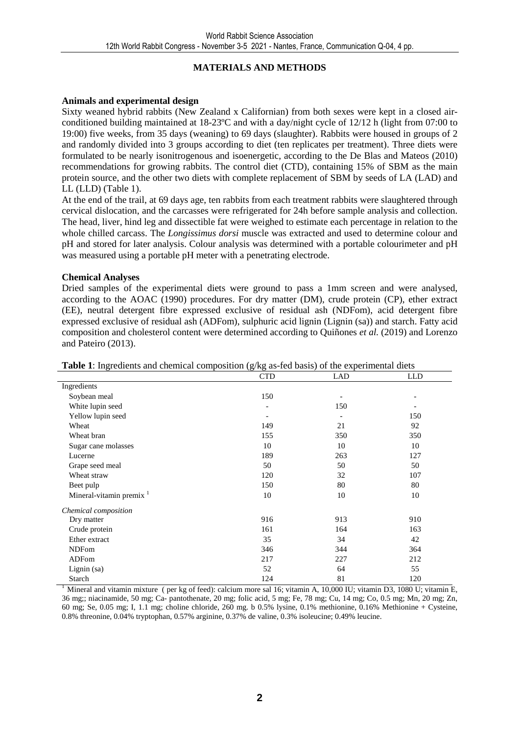## MATERIALS AND METHODS

### Animals and experimental design

Sixty weaned hybrid rabbits (New Zealand x Californian) from both sexes were kept in a closed air-conditioned building maintained at 18-23ºC and with a day/night cycle of 12/12 h (light from 07:00 to 19:00) five weeks, from 35 days (weaning) to 69 days (slaughter). Rabbits were housed in groups of 2 and randomly divided into 3 groups according to diet (ten replicates per treatment). Three diets were formulated to be nearly isonitrogenous and isoenergetic, according to the De Blas and Mateos (2010) recommendations for growing rabbits. The control diet (CTD), containing 15% of SBM as the main protein source, and the other two diets with complete replacement of SBM by seeds of LA (LAD) and LL (LLD) (Table 1).

At the end of the trail, at 69 days age, ten rabbits from each treatment rabbits were slaughtered through cervical dislocation, and the carcasses were refrigerated for 24h before sample analysis and collection. The head, liver, hind leg and dissectible fat were weighed to estimate each percentage in relation to the whole chilled carcass. The *Longissimus dorsi* muscle was extracted and used to determine colour and pH and stored for later analysis. Colour analysis was determined with a portable colourimeter and pH was measured using a portable pH meter with a penetrating electrode.

### Chemical Analyses

Dried samples of the experimental diets were ground to pass a 1mm screen and were analysed, according to the AOAC (1990) procedures. For dry matter (DM), crude protein (CP), ether extract (EE), neutral detergent fibre expressed exclusive of residual ash (NDFom), acid detergent fibre expressed exclusive of residual ash (ADFom), sulphuric acid lignin (Lignin (sa)) and starch. Fatty acid composition and cholesterol content were determined according to Quiñones *et al.* (2019) and Lorenzo and Pateiro (2013).

**Table 1**: Ingredients and chemical composition (g/kg as-fed basis) of the experimental diets

| | CTD | LAD | LLD |
|---|---|---|---|
| Ingredients | | | |
| Soybean meal | 150 | - | - |
| White lupin seed | - | 150 | - |
| Yellow lupin seed | - | - | 150 |
| Wheat | 149 | 21 | 92 |
| Wheat bran | 155 | 350 | 350 |
| Sugar cane molasses | 10 | 10 | 10 |
| Lucerne | 189 | 263 | 127 |
| Grape seed meal | 50 | 50 | 50 |
| Wheat straw | 120 | 32 | 107 |
| Beet pulp | 150 | 80 | 80 |
| Mineral-vitamin premix [1] | 10 | 10 | 10 |
| *Chemical composition* | | | |
| Dry matter | 916 | 913 | 910 |
| Crude protein | 161 | 164 | 163 |
| Ether extract | 35 | 34 | 42 |
| NDFom | 346 | 344 | 364 |
| ADFom | 217 | 227 | 212 |
| Lignin (sa) | 52 | 64 | 55 |
| Starch | 124 | 81 | 120 |

[1] Mineral and vitamin mixture ( per kg of feed): calcium more sal 16; vitamin A, 10,000 IU; vitamin D3, 1080 U; vitamin E, 36 mg;; niacinamide, 50 mg; Ca- pantothenate, 20 mg; folic acid, 5 mg; Fe, 78 mg; Cu, 14 mg; Co, 0.5 mg; Mn, 20 mg; Zn, 60 mg; Se, 0.05 mg; I, 1.1 mg; choline chloride, 260 mg. b 0.5% lysine, 0.1% methionine, 0.16% Methionine + Cysteine, 0.8% threonine, 0.04% tryptophan, 0.57% arginine, 0.37% de valine, 0.3% isoleucine; 0.49% leucine.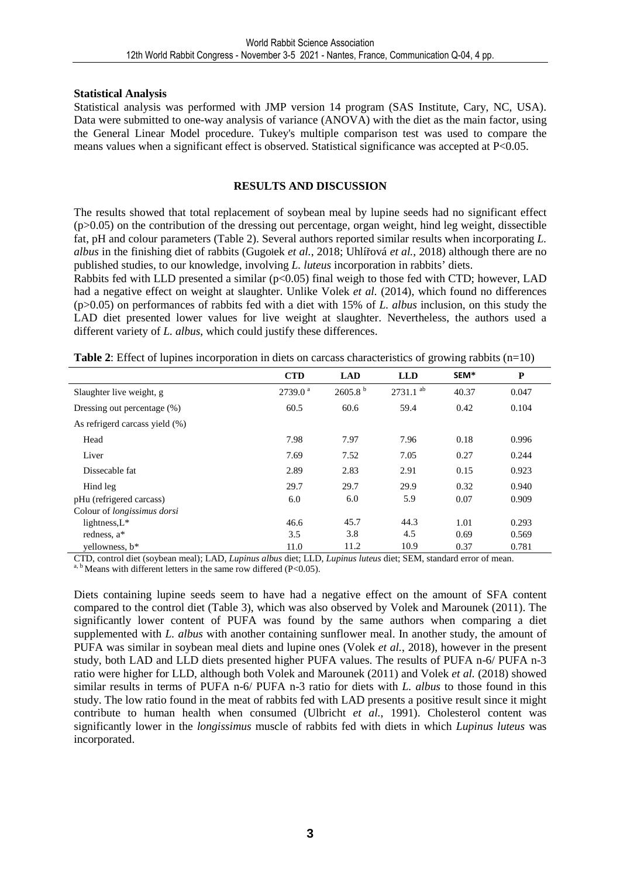**Statistical Analysis**

Statistical analysis was performed with JMP version 14 program (SAS Institute, Cary, NC, USA). Data were submitted to one-way analysis of variance (ANOVA) with the diet as the main factor, using the General Linear Model procedure. Tukey's multiple comparison test was used to compare the means values when a significant effect is observed. Statistical significance was accepted at $P<0.05$.

## RESULTS AND DISCUSSION

The results showed that total replacement of soybean meal by lupine seeds had no significant effect ($p>0.05$) on the contribution of the dressing out percentage, organ weight, hind leg weight, dissectible fat, pH and colour parameters (Table 2). Several authors reported similar results when incorporating *L. albus* in the finishing diet of rabbits (Gugołek *et al.*, 2018; Uhlířová *et al.*, 2018) although there are no published studies, to our knowledge, involving *L. luteus* incorporation in rabbits' diets.

Rabbits fed with LLD presented a similar ($p<0.05$) final weigh to those fed with CTD; however, LAD had a negative effect on weight at slaughter. Unlike Volek *et al.* (2014), which found no differences ($p>0.05$) on performances of rabbits fed with a diet with 15% of *L. albus* inclusion, on this study the LAD diet presented lower values for live weight at slaughter. Nevertheless, the authors used a different variety of *L. albus*, which could justify these differences.

**Table 2**: Effect of lupines incorporation in diets on carcass characteristics of growing rabbits (n=10)

| | CTD | LAD | LLD | SEM* | P |
|---|---|---|---|---|---|
| Slaughter live weight, g | 2739.0 $^{a}$ | 2605.8 $^{b}$ | 2731.1 $^{ab}$ | 40.37 | 0.047 |
| Dressing out percentage (%) | 60.5 | 60.6 | 59.4 | 0.42 | 0.104 |
| As refrigerd carcass yield (%) | | | | | |
| Head | 7.98 | 7.97 | 7.96 | 0.18 | 0.996 |
| Liver | 7.69 | 7.52 | 7.05 | 0.27 | 0.244 |
| Dissecable fat | 2.89 | 2.83 | 2.91 | 0.15 | 0.923 |
| Hind leg | 29.7 | 29.7 | 29.9 | 0.32 | 0.940 |
| pHu (refrigered carcass) | 6.0 | 6.0 | 5.9 | 0.07 | 0.909 |
| Colour of *longissimus dorsi* | | | | | |
| lightness,L* | 46.6 | 45.7 | 44.3 | 1.01 | 0.293 |
| redness, a* | 3.5 | 3.8 | 4.5 | 0.69 | 0.569 |
| yellowness, b* | 11.0 | 11.2 | 10.9 | 0.37 | 0.781 |

CTD, control diet (soybean meal); LAD, *Lupinus albus* diet; LLD, *Lupinus luteus* diet; SEM, standard error of mean.
[a, b] Means with different letters in the same row differed ($P<0.05$).

Diets containing lupine seeds seem to have had a negative effect on the amount of SFA content compared to the control diet (Table 3), which was also observed by Volek and Marounek (2011). The significantly lower content of PUFA was found by the same authors when comparing a diet supplemented with *L. albus* with another containing sunflower meal. In another study, the amount of PUFA was similar in soybean meal diets and lupine ones (Volek *et al.*, 2018), however in the present study, both LAD and LLD diets presented higher PUFA values. The results of PUFA n-6/ PUFA n-3 ratio were higher for LLD, although both Volek and Marounek (2011) and Volek *et al.* (2018) showed similar results in terms of PUFA n-6/ PUFA n-3 ratio for diets with *L. albus* to those found in this study. The low ratio found in the meat of rabbits fed with LAD presents a positive result since it might contribute to human health when consumed (Ulbricht *et al.*, 1991). Cholesterol content was significantly lower in the *longissimus* muscle of rabbits fed with diets in which *Lupinus luteus* was incorporated.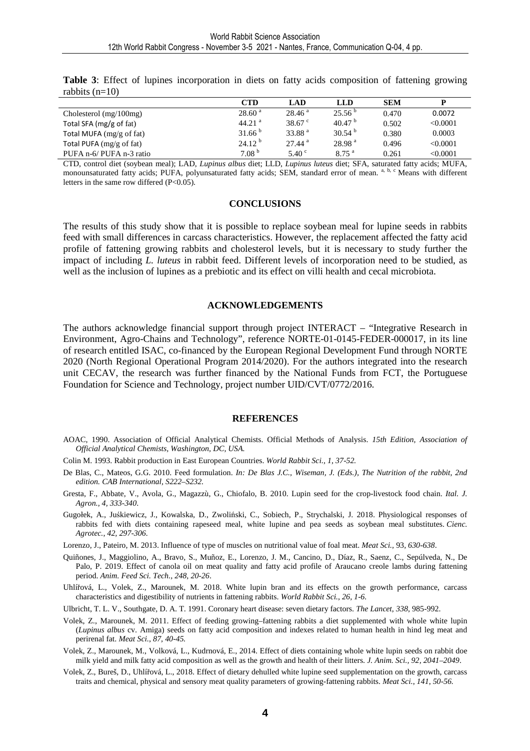**Table 3**: Effect of lupines incorporation in diets on fatty acids composition of fattening growing rabbits (n=10)

| | CTD | LAD | LLD | SEM | P |
|---|---|---|---|---|---|
| Cholesterol (mg/100mg) | 28.60 [a] | 28.46 [a] | 25.56 [b] | 0.470 | 0.0072 |
| Total SFA (mg/g of fat) | 44.21 [a] | 38.67 [c] | 40.47 [b] | 0.502 | <0.0001 |
| Total MUFA (mg/g of fat) | 31.66 [b] | 33.88 [a] | 30.54 [b] | 0.380 | 0.0003 |
| Total PUFA (mg/g of fat) | 24.12 [b] | 27.44 [a] | 28.98 [a] | 0.496 | <0.0001 |
| PUFA n-6/ PUFA n-3 ratio | 7.08 [b] | 5.40 [c] | 8.75 [a] | 0.261 | <0.0001 |

CTD, control diet (soybean meal); LAD, *Lupinus albus* diet; LLD, *Lupinus luteus* diet; SFA, saturated fatty acids; MUFA, monounsaturated fatty acids; PUFA, polyunsaturated fatty acids; SEM, standard error of mean. [a, b, c] Means with different letters in the same row differed (P<0.05).

## CONCLUSIONS

The results of this study show that it is possible to replace soybean meal for lupine seeds in rabbits feed with small differences in carcass characteristics. However, the replacement affected the fatty acid profile of fattening growing rabbits and cholesterol levels, but it is necessary to study further the impact of including *L. luteus* in rabbit feed. Different levels of incorporation need to be studied, as well as the inclusion of lupines as a prebiotic and its effect on villi health and cecal microbiota.

## ACKNOWLEDGEMENTS

The authors acknowledge financial support through project INTERACT – "Integrative Research in Environment, Agro-Chains and Technology", reference NORTE-01-0145-FEDER-000017, in its line of research entitled ISAC, co-financed by the European Regional Development Fund through NORTE 2020 (North Regional Operational Program 2014/2020). For the authors integrated into the research unit CECAV, the research was further financed by the National Funds from FCT, the Portuguese Foundation for Science and Technology, project number UID/CVT/0772/2016.

## REFERENCES

AOAC, 1990. Association of Official Analytical Chemists. Official Methods of Analysis. *15th Edition, Association of Official Analytical Chemists, Washington, DC, USA.*

Colin M. 1993. Rabbit production in East European Countries. *World Rabbit Sci., 1, 37-52.*

De Blas, C., Mateos, G.G. 2010. Feed formulation. *In: De Blas J.C., Wiseman, J. (Eds.), The Nutrition of the rabbit, 2nd edition. CAB International, S222–S232.*

Gresta, F., Abbate, V., Avola, G., Magazzù, G., Chiofalo, B. 2010. Lupin seed for the crop-livestock food chain. *Ital. J. Agron., 4, 333-340*.

Gugołek, A., Juśkiewicz, J., Kowalska, D., Zwoliński, C., Sobiech, P., Strychalski, J. 2018. Physiological responses of rabbits fed with diets containing rapeseed meal, white lupine and pea seeds as soybean meal substitutes. *Cienc. Agrotec., 42, 297-306*.

Lorenzo, J., Pateiro, M. 2013. Influence of type of muscles on nutritional value of foal meat. *Meat Sci.,* 93*, 630-638*.

Quiñones, J., Maggiolino, A., Bravo, S., Muñoz, E., Lorenzo, J. M., Cancino, D., Díaz, R., Saenz, C., Sepúlveda, N., De Palo, P. 2019. Effect of canola oil on meat quality and fatty acid profile of Araucano creole lambs during fattening period. *Anim. Feed Sci. Tech., 248, 20-26*.

Uhlířová, L., Volek, Z., Marounek, M. 2018. White lupin bran and its effects on the growth performance, carcass characteristics and digestibility of nutrients in fattening rabbits. *World Rabbit Sci., 26, 1-6.*

Ulbricht, T. L. V., Southgate, D. A. T. 1991. Coronary heart disease: seven dietary factors. *The Lancet, 338*, 985-992.

Volek, Z., Marounek, M. 2011. Effect of feeding growing–fattening rabbits a diet supplemented with whole white lupin (*Lupinus albus* cv. Amiga) seeds on fatty acid composition and indexes related to human health in hind leg meat and perirenal fat. *Meat Sci., 87, 40-45.*

Volek, Z., Marounek, M., Volková, L., Kudrnová, E., 2014. Effect of diets containing whole white lupin seeds on rabbit doe milk yield and milk fatty acid composition as well as the growth and health of their litters. *J. Anim. Sci., 92, 2041–2049*.

Volek, Z., Bureš, D., Uhlířová, L., 2018. Effect of dietary dehulled white lupine seed supplementation on the growth, carcass traits and chemical, physical and sensory meat quality parameters of growing-fattening rabbits. *Meat Sci., 141, 50-56.*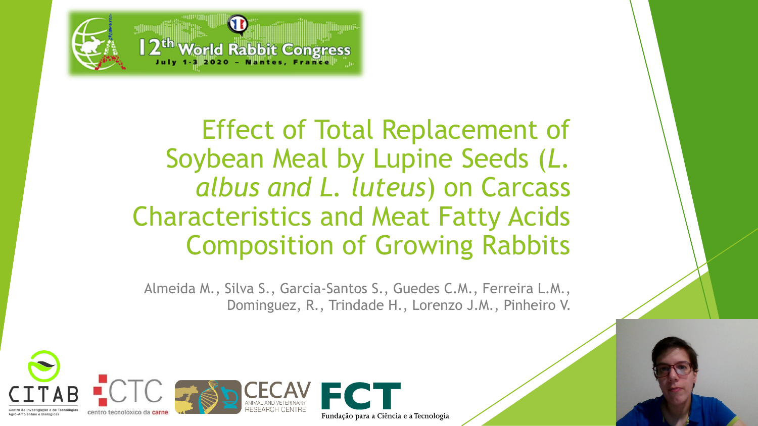# Effect of Total Replacement of Soybean Meal by Lupine Seeds (*L. albus and L. luteus*) on Carcass Characteristics and Meat Fatty Acids Composition of Growing Rabbits

Almeida M., Silva S., Garcia-Santos S., Guedes C.M., Ferreira L.M., Dominguez, R., Trindade H., Lorenzo J.M., Pinheiro V.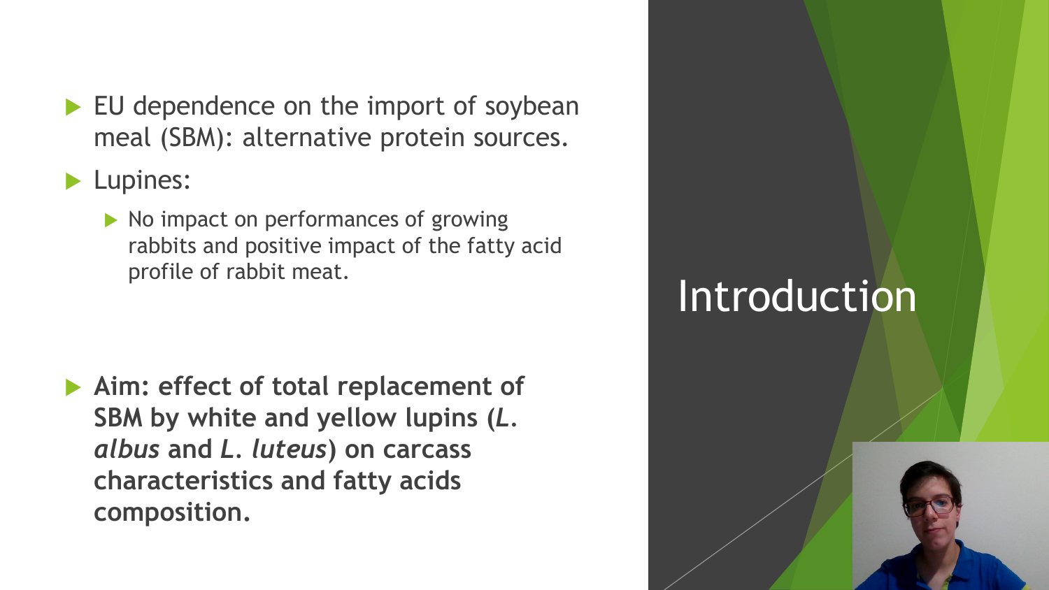# Introduction

- EU dependence on the import of soybean meal (SBM): alternative protein sources.
- Lupines:
  - No impact on performances of growing rabbits and positive impact of the fatty acid profile of rabbit meat.

- **Aim: effect of total replacement of SBM by white and yellow lupins (*L. albus* and *L. luteus*) on carcass characteristics and fatty acids composition.**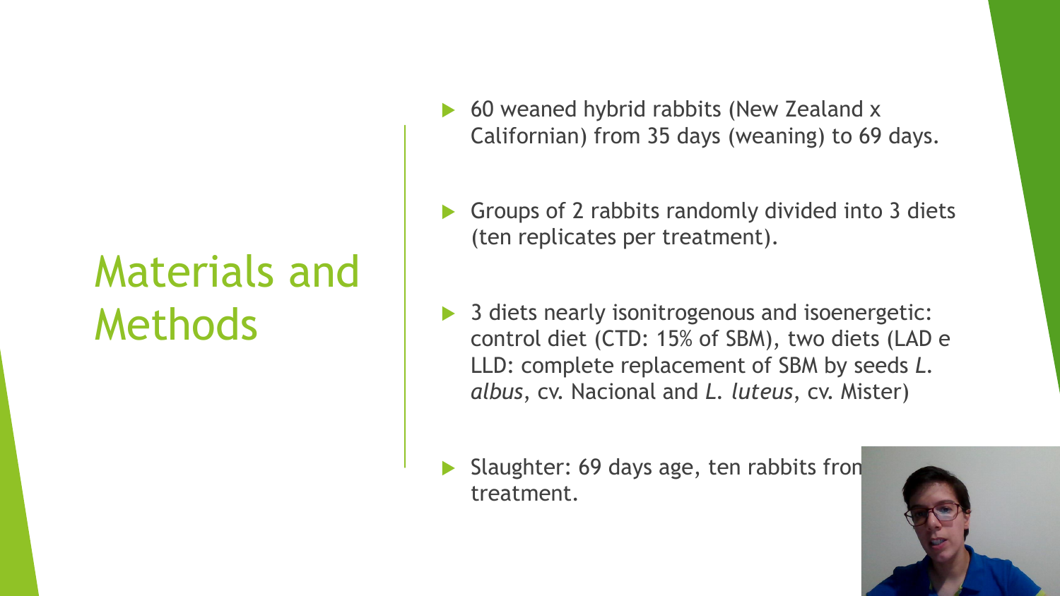# Materials and Methods

- 60 weaned hybrid rabbits (New Zealand x Californian) from 35 days (weaning) to 69 days.
- Groups of 2 rabbits randomly divided into 3 diets (ten replicates per treatment).
- 3 diets nearly isonitrogenous and isoenergetic: control diet (CTD: 15% of SBM), two diets (LAD e LLD: complete replacement of SBM by seeds *L. albus*, cv. Nacional and *L. luteus*, cv. Mister)
- Slaughter: 69 days age, ten rabbits fron treatment.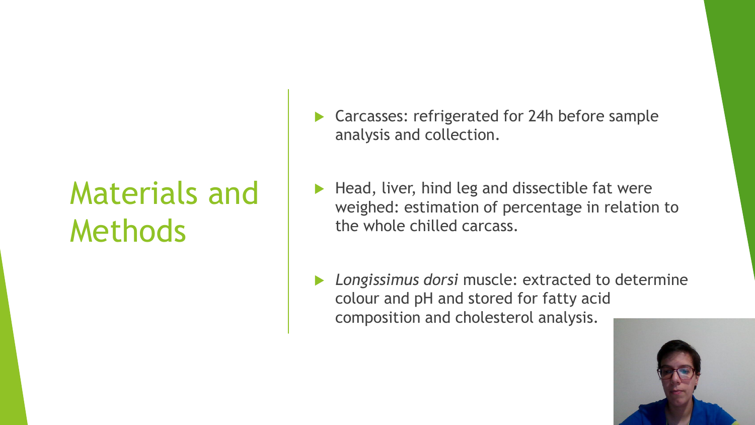# Materials and Methods

- Carcasses: refrigerated for 24h before sample analysis and collection.
- Head, liver, hind leg and dissectible fat were weighed: estimation of percentage in relation to the whole chilled carcass.
- *Longissimus dorsi* muscle: extracted to determine colour and pH and stored for fatty acid composition and cholesterol analysis.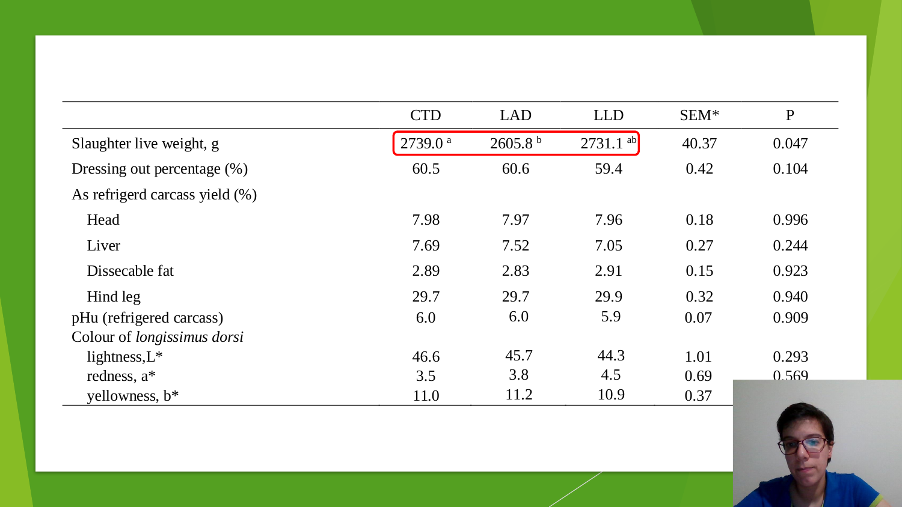| | CTD | LAD | LLD | SEM* | P |
|---|---|---|---|---|---|
| Slaughter live weight, g | 2739.0 [a] | 2605.8 [b] | 2731.1 [ab] | 40.37 | 0.047 |
| Dressing out percentage (%) | 60.5 | 60.6 | 59.4 | 0.42 | 0.104 |
| As refrigerd carcass yield (%) | | | | | |
| Head | 7.98 | 7.97 | 7.96 | 0.18 | 0.996 |
| Liver | 7.69 | 7.52 | 7.05 | 0.27 | 0.244 |
| Dissecable fat | 2.89 | 2.83 | 2.91 | 0.15 | 0.923 |
| Hind leg | 29.7 | 29.7 | 29.9 | 0.32 | 0.940 |
| pHu (refrigered carcass) | 6.0 | 6.0 | 5.9 | 0.07 | 0.909 |
| Colour of *longissimus dorsi* | | | | | |
| lightness,L* | 46.6 | 45.7 | 44.3 | 1.01 | 0.293 |
| redness, a* | 3.5 | 3.8 | 4.5 | 0.69 | 0.569 |
| yellowness, b* | 11.0 | 11.2 | 10.9 | 0.37 | |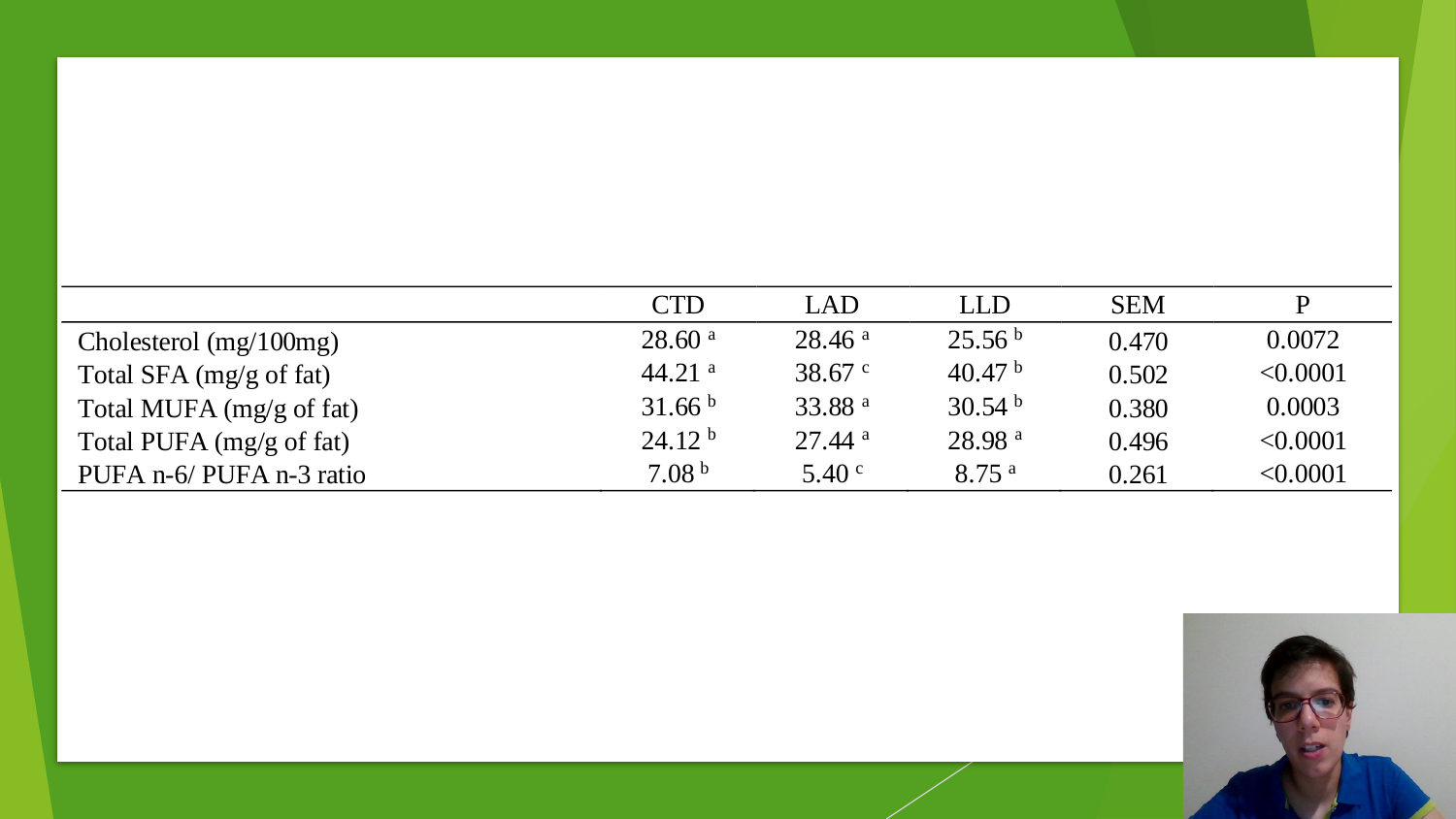| | CTD | LAD | LLD | SEM | P |
|---|---|---|---|---|---|
| Cholesterol (mg/100mg) | 28.60 [a] | 28.46 [a] | 25.56 [b] | 0.470 | 0.0072 |
| Total SFA (mg/g of fat) | 44.21 [a] | 38.67 [c] | 40.47 [b] | 0.502 | <0.0001 |
| Total MUFA (mg/g of fat) | 31.66 [b] | 33.88 [a] | 30.54 [b] | 0.380 | 0.0003 |
| Total PUFA (mg/g of fat) | 24.12 [b] | 27.44 [a] | 28.98 [a] | 0.496 | <0.0001 |
| PUFA n-6/ PUFA n-3 ratio | 7.08 [b] | 5.40 [c] | 8.75 [a] | 0.261 | <0.0001 |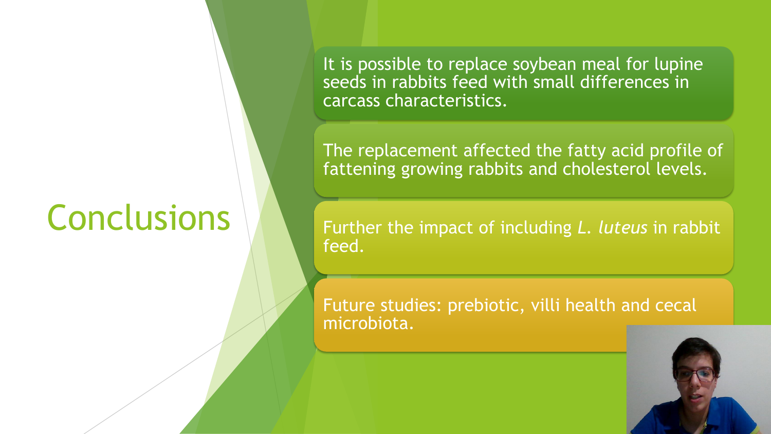# Conclusions

- It is possible to replace soybean meal for lupine seeds in rabbits feed with small differences in carcass characteristics.
- The replacement affected the fatty acid profile of fattening growing rabbits and cholesterol levels.
- Further the impact of including *L. luteus* in rabbit feed.
- Future studies: prebiotic, villi health and cecal microbiota.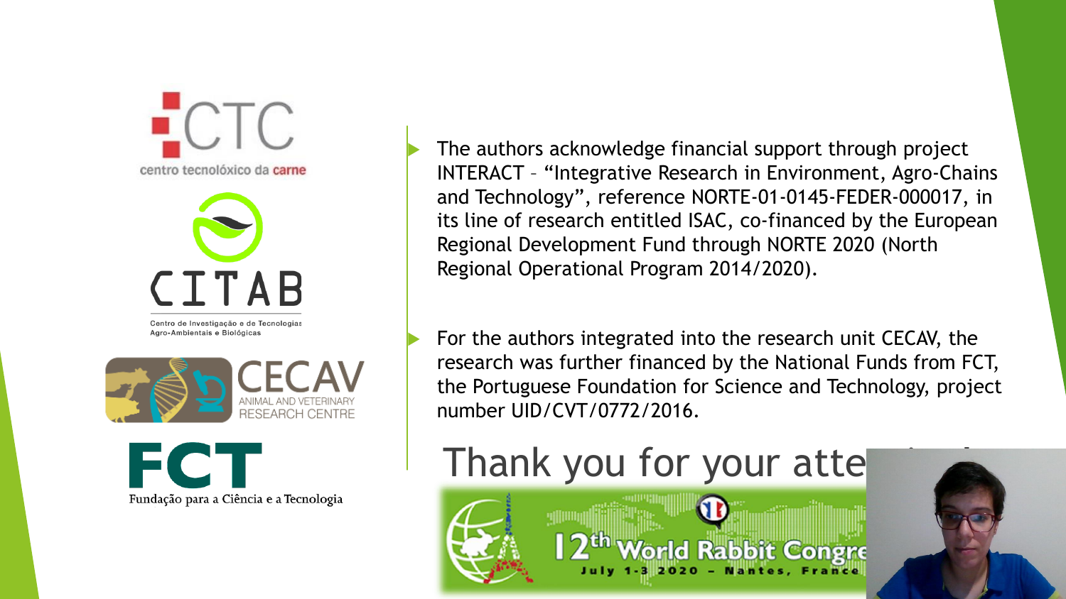CTC

centro tecnolóxico da carne

CITAB

Centro de Investigação e de Tecnologias Agro-Ambientais e Biológicas

CECAV

ANIMAL AND VETERINARY RESEARCH CENTRE

FCT

Fundação para a Ciência e a Tecnologia

- The authors acknowledge financial support through project INTERACT – "Integrative Research in Environment, Agro-Chains and Technology", reference NORTE-01-0145-FEDER-000017, in its line of research entitled ISAC, co-financed by the European Regional Development Fund through NORTE 2020 (North Regional Operational Program 2014/2020).

- For the authors integrated into the research unit CECAV, the research was further financed by the National Funds from FCT, the Portuguese Foundation for Science and Technology, project number UID/CVT/0772/2016.

Thank you for your atte

12th World Rabbit Congre

July 1-3 2020 – Nantes, France